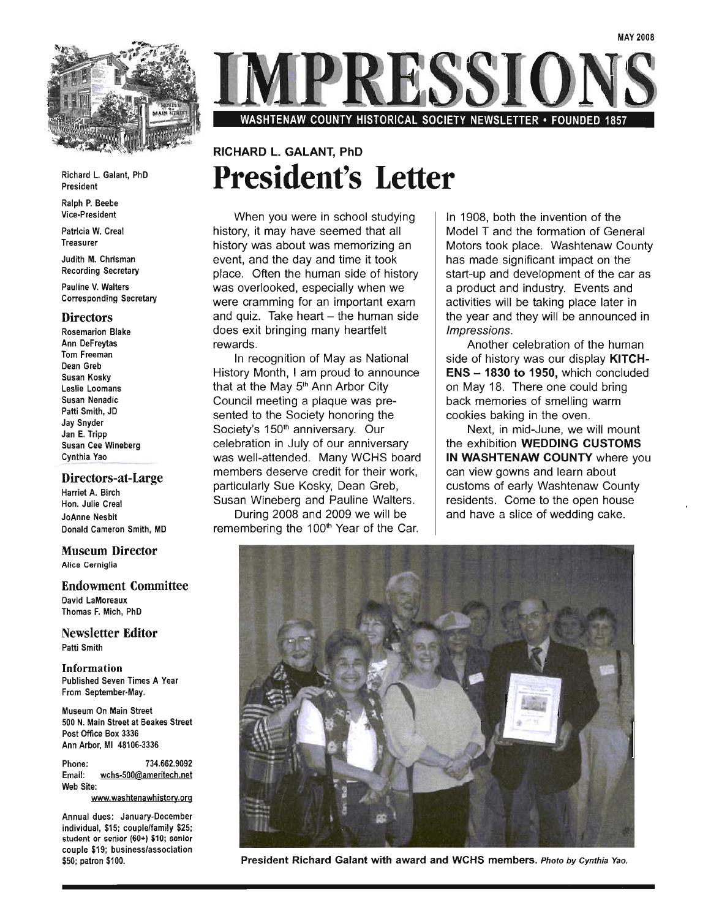MAY 2008

# IMPRESSIONS

**WASHTENAW COUNTY HISTORICAL SOCIETY NEWSLETTER • FOUNDED 1857**

Richard L. Galant, PhD
President

Ralph P. Beebe
Vice-President

Patricia W. Creal
Treasurer

Judith M. Chrisman
Recording Secretary

Pauline V. Walters
Corresponding Secretary

### Directors

Rosemarion Blake
Ann DeFreytas
Tom Freeman
Dean Greb
Susan Kosky
Leslie Loomans
Susan Nenadic
Patti Smith, JD
Jay Snyder
Jan E. Tripp
Susan Cee Wineberg
Cynthia Yao

### Directors-at-Large

Harriet A. Birch
Hon. Julie Creal
JoAnne Nesbit
Donald Cameron Smith, MD

### Museum Director

Alice Cerniglia

### Endowment Committee

David LaMoreaux
Thomas F. Mich, PhD

### Newsletter Editor

Patti Smith

### Information

Published Seven Times A Year From September-May.

Museum On Main Street
500 N. Main Street at Beakes Street
Post Office Box 3336
Ann Arbor, MI 48106-3336

Phone: 734.662.9092
Email: wchs-500@ameritech.net
Web Site: www.washtenawhistory.org

Annual dues: January-December individual, $15; couple/family $25; student or senior (60+) $10; senior couple $19; business/association $50; patron $100.

RICHARD L. GALANT, PhD

# President's Letter

When you were in school studying history, it may have seemed that all history was about was memorizing an event, and the day and time it took place. Often the human side of history was overlooked, especially when we were cramming for an important exam and quiz. Take heart – the human side does exit bringing many heartfelt rewards.

In recognition of May as National History Month, I am proud to announce that at the May 5th Ann Arbor City Council meeting a plaque was presented to the Society honoring the Society's 150th anniversary. Our celebration in July of our anniversary was well-attended. Many WCHS board members deserve credit for their work, particularly Sue Kosky, Dean Greb, Susan Wineberg and Pauline Walters.

During 2008 and 2009 we will be remembering the 100th Year of the Car. In 1908, both the invention of the Model T and the formation of General Motors took place. Washtenaw County has made significant impact on the start-up and development of the car as a product and industry. Events and activities will be taking place later in the year and they will be announced in *Impressions*.

Another celebration of the human side of history was our display **KITCHENS – 1830 to 1950,** which concluded on May 18. There one could bring back memories of smelling warm cookies baking in the oven.

Next, in mid-June, we will mount the exhibition **WEDDING CUSTOMS IN WASHTENAW COUNTY** where you can view gowns and learn about customs of early Washtenaw County residents. Come to the open house and have a slice of wedding cake.

**President Richard Galant with award and WCHS members.** *Photo by Cynthia Yao.*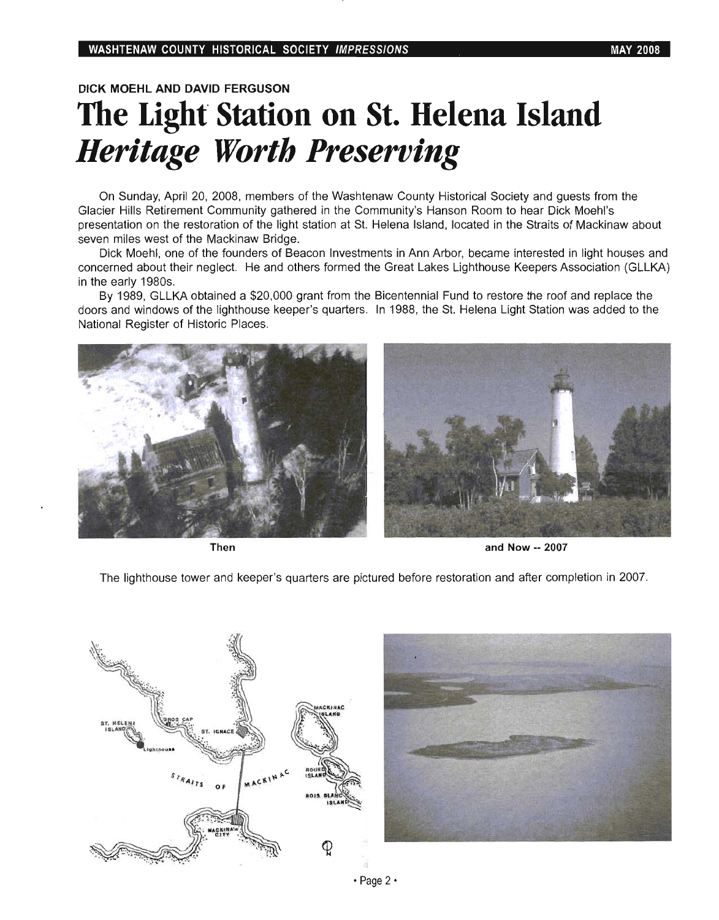DICK MOEHL AND DAVID FERGUSON

# The Light Station on St. Helena Island
## *Heritage Worth Preserving*

On Sunday, April 20, 2008, members of the Washtenaw County Historical Society and guests from the Glacier Hills Retirement Community gathered in the Community's Hanson Room to hear Dick Moehl's presentation on the restoration of the light station at St. Helena Island, located in the Straits of Mackinaw about seven miles west of the Mackinaw Bridge.

Dick Moehl, one of the founders of Beacon Investments in Ann Arbor, became interested in light houses and concerned about their neglect. He and others formed the Great Lakes Lighthouse Keepers Association (GLLKA) in the early 1980s.

By 1989, GLLKA obtained a $20,000 grant from the Bicentennial Fund to restore the roof and replace the doors and windows of the lighthouse keeper's quarters. In 1988, the St. Helena Light Station was added to the National Register of Historic Places.

Then

and Now -- 2007

The lighthouse tower and keeper's quarters are pictured before restoration and after completion in 2007.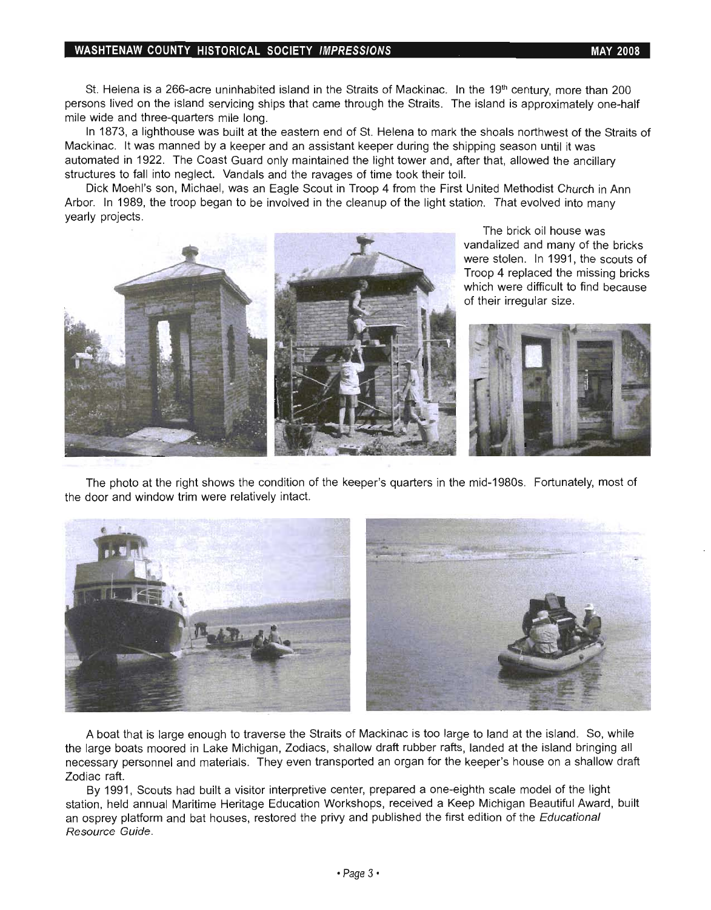St. Helena is a 266-acre uninhabited island in the Straits of Mackinac. In the 19th century, more than 200 persons lived on the island servicing ships that came through the Straits. The island is approximately one-half mile wide and three-quarters mile long.

In 1873, a lighthouse was built at the eastern end of St. Helena to mark the shoals northwest of the Straits of Mackinac. It was manned by a keeper and an assistant keeper during the shipping season until it was automated in 1922. The Coast Guard only maintained the light tower and, after that, allowed the ancillary structures to fall into neglect. Vandals and the ravages of time took their toll.

Dick Moehl's son, Michael, was an Eagle Scout in Troop 4 from the First United Methodist Church in Ann Arbor. In 1989, the troop began to be involved in the cleanup of the light station. That evolved into many yearly projects.

The brick oil house was vandalized and many of the bricks were stolen. In 1991, the scouts of Troop 4 replaced the missing bricks which were difficult to find because of their irregular size.

The photo at the right shows the condition of the keeper's quarters in the mid-1980s. Fortunately, most of the door and window trim were relatively intact.

A boat that is large enough to traverse the Straits of Mackinac is too large to land at the island. So, while the large boats moored in Lake Michigan, Zodiacs, shallow draft rubber rafts, landed at the island bringing all necessary personnel and materials. They even transported an organ for the keeper's house on a shallow draft Zodiac raft.

By 1991, Scouts had built a visitor interpretive center, prepared a one-eighth scale model of the light station, held annual Maritime Heritage Education Workshops, received a Keep Michigan Beautiful Award, built an osprey platform and bat houses, restored the privy and published the first edition of the *Educational Resource Guide*.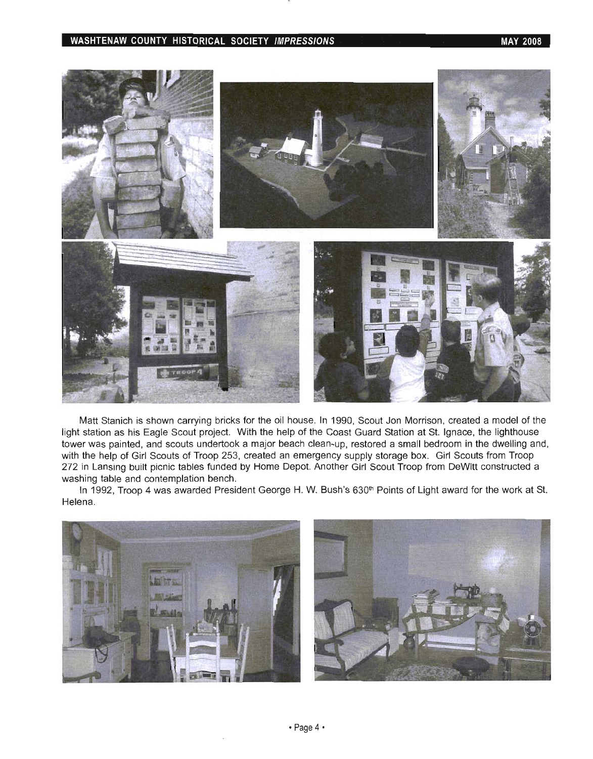Matt Stanich is shown carrying bricks for the oil house. In 1990, Scout Jon Morrison, created a model of the light station as his Eagle Scout project. With the help of the Coast Guard Station at St. Ignace, the lighthouse tower was painted, and scouts undertook a major beach clean-up, restored a small bedroom in the dwelling and, with the help of Girl Scouts of Troop 253, created an emergency supply storage box. Girl Scouts from Troop 272 in Lansing built picnic tables funded by Home Depot. Another Girl Scout Troop from DeWitt constructed a washing table and contemplation bench.

In 1992, Troop 4 was awarded President George H. W. Bush's 630th Points of Light award for the work at St. Helena.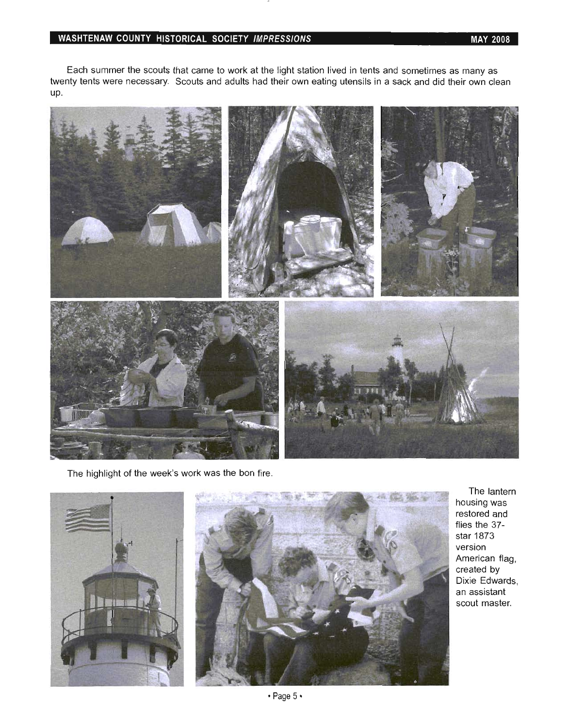Each summer the scouts that came to work at the light station lived in tents and sometimes as many as twenty tents were necessary. Scouts and adults had their own eating utensils in a sack and did their own clean up.

The highlight of the week's work was the bon fire.

The lantern housing was restored and flies the 37-star 1873 version American flag, created by Dixie Edwards, an assistant scout master.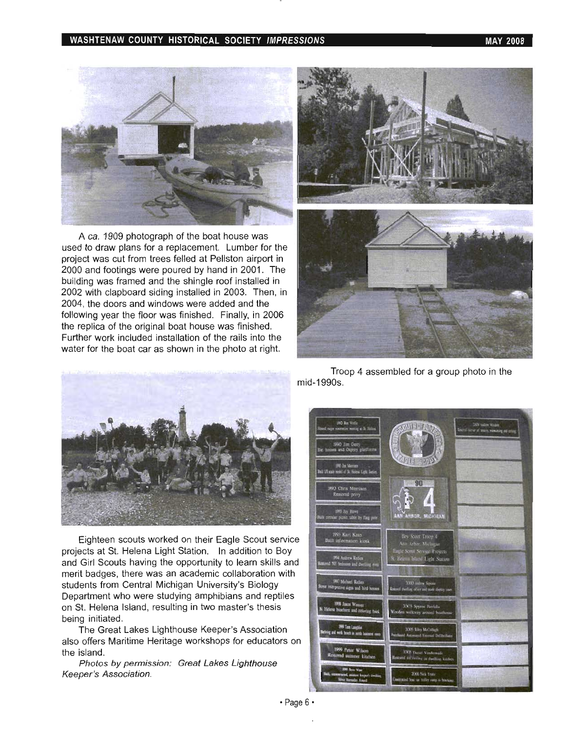A *ca.* 1909 photograph of the boat house was used to draw plans for a replacement. Lumber for the project was cut from trees felled at Pellston airport in 2000 and footings were poured by hand in 2001. The building was framed and the shingle roof installed in 2002 with clapboard siding installed in 2003. Then, in 2004, the doors and windows were added and the following year the floor was finished. Finally, in 2006 the replica of the original boat house was finished. Further work included installation of the rails into the water for the boat car as shown in the photo at right.

Troop 4 assembled for a group photo in the mid-1990s.

Eighteen scouts worked on their Eagle Scout service projects at St. Helena Light Station. In addition to Boy and Girl Scouts having the opportunity to learn skills and merit badges, there was an academic collaboration with students from Central Michigan University's Biology Department who were studying amphibians and reptiles on St. Helena Island, resulting in two master's thesis being initiated.

The Great Lakes Lighthouse Keeper's Association also offers Maritime Heritage workshops for educators on the island.

*Photos by permission: Great Lakes Lighthouse Keeper's Association.*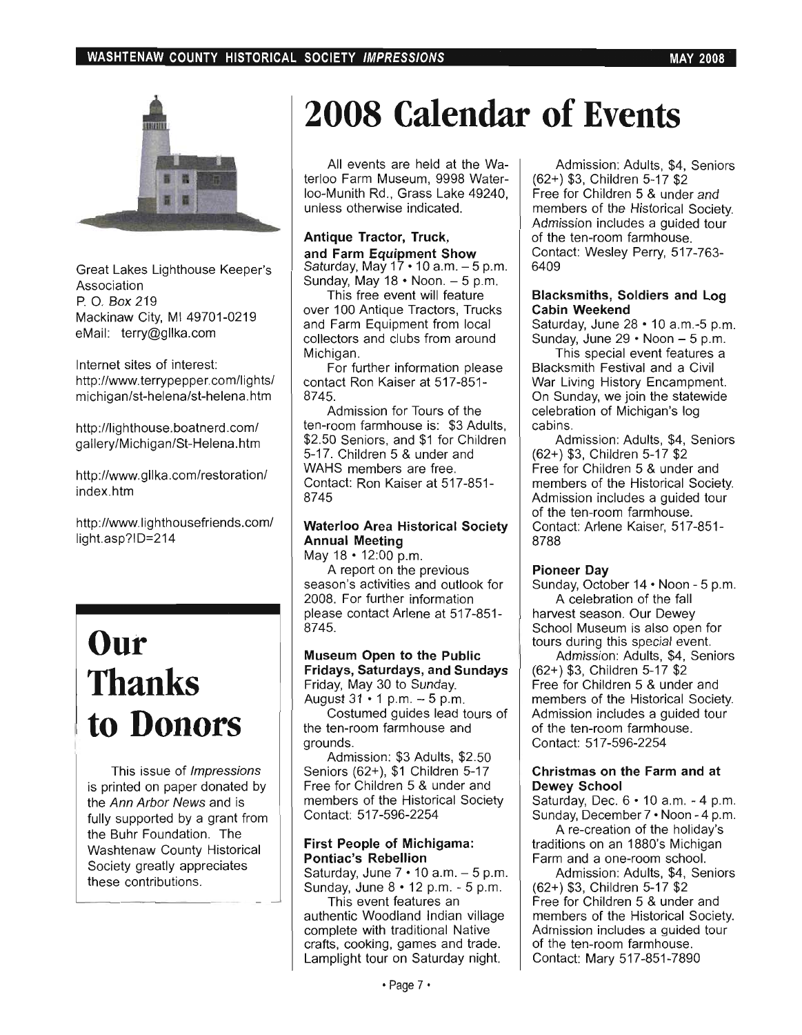Great Lakes Lighthouse Keeper's Association
P. O. Box 219
Mackinaw City, MI 49701-0219
eMail: terry@gllka.com

Internet sites of interest:
http://www.terrypepper.com/lights/michigan/st-helena/st-helena.htm

http://lighthouse.boatnerd.com/gallery/Michigan/St-Helena.htm

http://www.gllka.com/restoration/index.htm

http://www.lighthousefriends.com/light.asp?ID=214

# Our Thanks to Donors

This issue of *Impressions* is printed on paper donated by the *Ann Arbor News* and is fully supported by a grant from the Buhr Foundation. The Washtenaw County Historical Society greatly appreciates these contributions.

# 2008 Calendar of Events

All events are held at the Waterloo Farm Museum, 9998 Waterloo-Munith Rd., Grass Lake 49240, unless otherwise indicated.

**Antique Tractor, Truck, and Farm Equipment Show**
Saturday, May 17 • 10 a.m. – 5 p.m.
Sunday, May 18 • Noon. – 5 p.m.

This free event will feature over 100 Antique Tractors, Trucks and Farm Equipment from local collectors and clubs from around Michigan.

For further information please contact Ron Kaiser at 517-851-8745.

Admission for Tours of the ten-room farmhouse is: $3 Adults, $2.50 Seniors, and $1 for Children 5-17. Children 5 & under and WAHS members are free.
Contact: Ron Kaiser at 517-851-8745

**Waterloo Area Historical Society Annual Meeting**
May 18 • 12:00 p.m.

A report on the previous season's activities and outlook for 2008. For further information please contact Arlene at 517-851-8745.

**Museum Open to the Public Fridays, Saturdays, and Sundays**
Friday, May 30 to Sunday, August 31 • 1 p.m. – 5 p.m.

Costumed guides lead tours of the ten-room farmhouse and grounds.

Admission: $3 Adults, $2.50 Seniors (62+), $1 Children 5-17
Free for Children 5 & under and members of the Historical Society
Contact: 517-596-2254

**First People of Michigama: Pontiac's Rebellion**
Saturday, June 7 • 10 a.m. – 5 p.m.
Sunday, June 8 • 12 p.m. - 5 p.m.

This event features an authentic Woodland Indian village complete with traditional Native crafts, cooking, games and trade. Lamplight tour on Saturday night.

Admission: Adults, $4, Seniors (62+) $3, Children 5-17 $2
Free for Children 5 & under *and* members of the Historical Society. Admission includes a guided tour of the ten-room farmhouse.
Contact: Wesley Perry, 517-763-6409

**Blacksmiths, Soldiers and Log Cabin Weekend**
Saturday, June 28 • 10 a.m.-5 p.m.
Sunday, June 29 • Noon – 5 p.m.

This special event features a Blacksmith Festival and a Civil War Living History Encampment. On Sunday, we join the statewide celebration of Michigan's log cabins.

Admission: Adults, $4, Seniors (62+) $3, Children 5-17 $2
Free for Children 5 & under and members of the Historical Society. Admission includes a guided tour of the ten-room farmhouse.
Contact: Arlene Kaiser, 517-851-8788

**Pioneer Day**
Sunday, October 14 • Noon - 5 p.m.

A celebration of the fall harvest season. Our Dewey School Museum is also open for tours during this special event.

Admission: Adults, $4, Seniors (62+) $3, Children 5-17 $2
Free for Children 5 & under and members of the Historical Society. Admission includes a guided tour of the ten-room farmhouse.
Contact: 517-596-2254

**Christmas on the Farm and at Dewey School**
Saturday, Dec. 6 • 10 a.m. - 4 p.m.
Sunday, December 7 • Noon - 4 p.m.

A re-creation of the holiday's traditions on an 1880's Michigan Farm and a one-room school.

Admission: Adults, $4, Seniors (62+) $3, Children 5-17 $2
Free for Children 5 & under and members of the Historical Society. Admission includes a guided tour of the ten-room farmhouse.
Contact: Mary 517-851-7890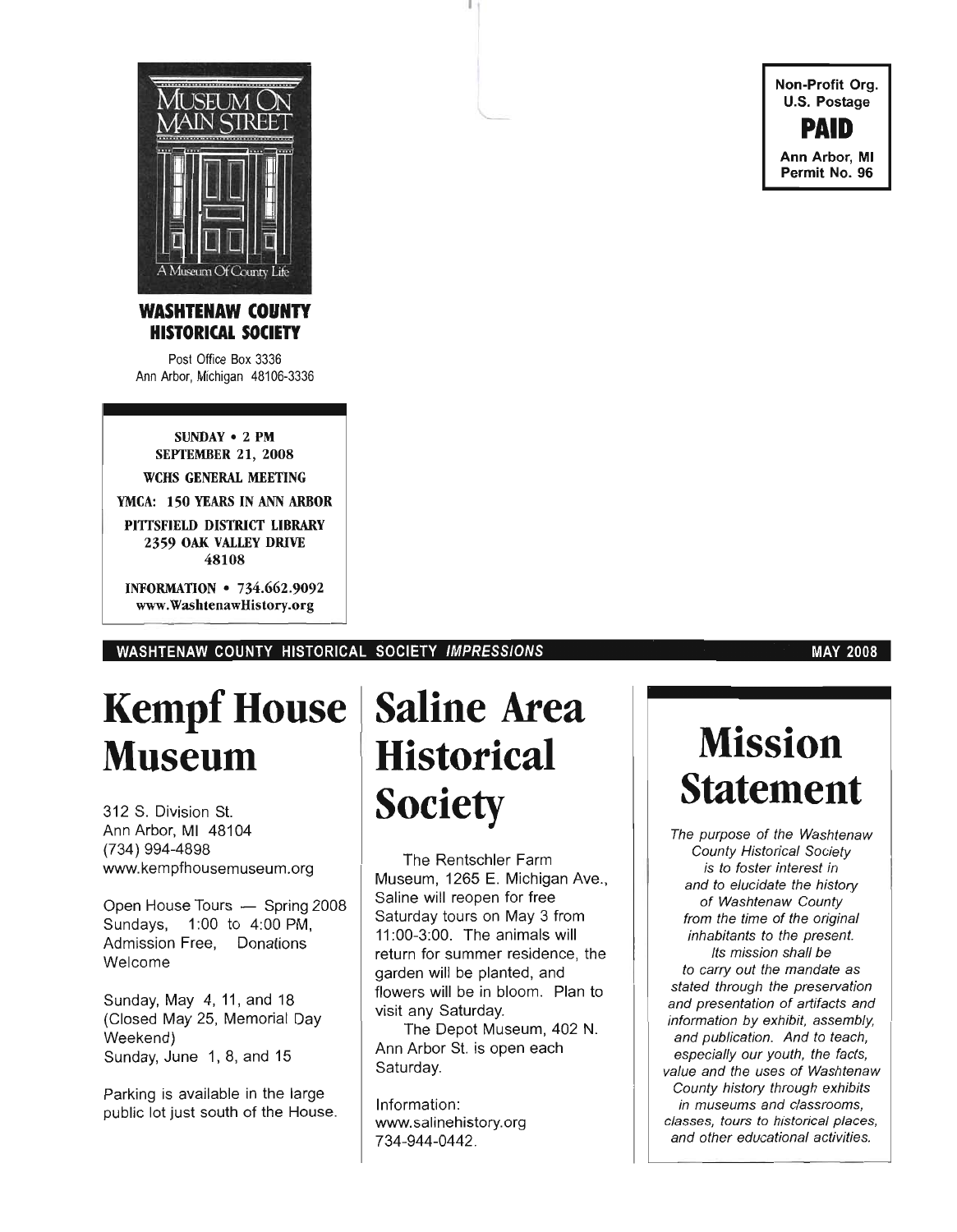MUSEUM ON MAIN STREET

A Museum Of County Life

**WASHTENAW COUNTY HISTORICAL SOCIETY**

Post Office Box 3336
Ann Arbor, Michigan 48106-3336

Non-Profit Org.
U.S. Postage
**PAID**
Ann Arbor, MI
Permit No. 96

**SUNDAY • 2 PM**
**SEPTEMBER 21, 2008**
**WCHS GENERAL MEETING**
**YMCA: 150 YEARS IN ANN ARBOR**
**PITTSFIELD DISTRICT LIBRARY**
**2359 OAK VALLEY DRIVE**
**48108**
**INFORMATION • 734.662.9092**
**www.WashtenawHistory.org**

WASHTENAW COUNTY HISTORICAL SOCIETY *IMPRESSIONS* MAY 2008

# Kempf House Museum

312 S. Division St.
Ann Arbor, MI 48104
(734) 994-4898
www.kempfhousemuseum.org

Open House Tours — Spring 2008
Sundays, 1:00 to 4:00 PM,
Admission Free, Donations Welcome

Sunday, May 4, 11, and 18
(Closed May 25, Memorial Day Weekend)
Sunday, June 1, 8, and 15

Parking is available in the large public lot just south of the House.

# Saline Area Historical Society

The Rentschler Farm Museum, 1265 E. Michigan Ave., Saline will reopen for free Saturday tours on May 3 from 11:00-3:00. The animals will return for summer residence, the garden will be planted, and flowers will be in bloom. Plan to visit any Saturday.

The Depot Museum, 402 N. Ann Arbor St. is open each Saturday.

Information:
www.salinehistory.org
734-944-0442.

# Mission Statement

*The purpose of the Washtenaw County Historical Society is to foster interest in and to elucidate the history of Washtenaw County from the time of the original inhabitants to the present. Its mission shall be to carry out the mandate as stated through the preservation and presentation of artifacts and information by exhibit, assembly, and publication. And to teach, especially our youth, the facts, value and the uses of Washtenaw County history through exhibits in museums and classrooms, classes, tours to historical places, and other educational activities.*